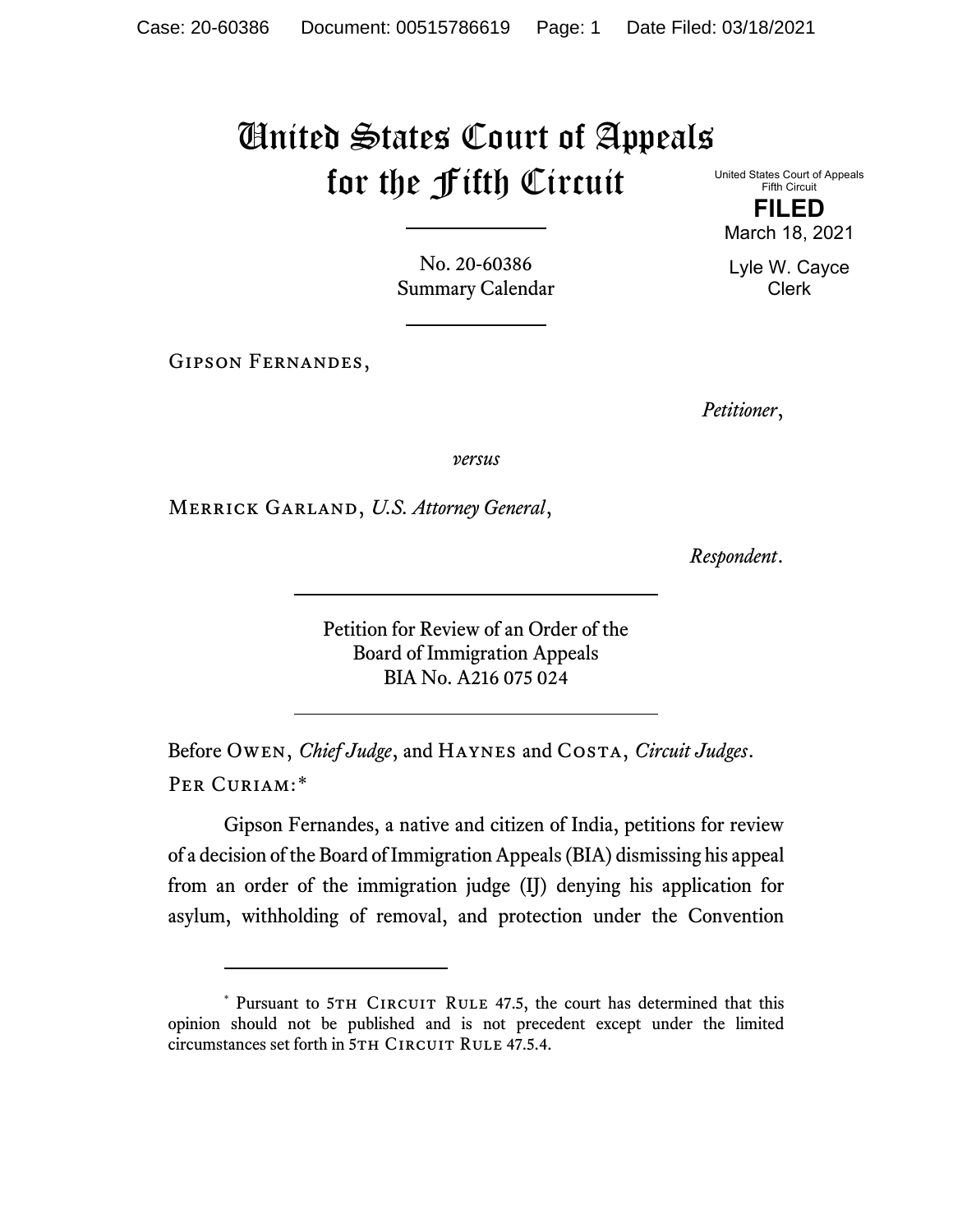# United States Court of Appeals for the Fifth Circuit

United States Court of Appeals
Fifth Circuit

**FILED**

March 18, 2021

Lyle W. Cayce
Clerk

No. 20-60386
Summary Calendar

Gipson Fernandes,

*Petitioner*,

*versus*

Merrick Garland, *U.S. Attorney General*,

*Respondent*.

Petition for Review of an Order of the
Board of Immigration Appeals
BIA No. A216 075 024

Before Owen, *Chief Judge*, and Haynes and Costa, *Circuit Judges*.

Per Curiam:*

Gipson Fernandes, a native and citizen of India, petitions for review of a decision of the Board of Immigration Appeals (BIA) dismissing his appeal from an order of the immigration judge (IJ) denying his application for asylum, withholding of removal, and protection under the Convention

---

\* Pursuant to 5th Circuit Rule 47.5, the court has determined that this opinion should not be published and is not precedent except under the limited circumstances set forth in 5th Circuit Rule 47.5.4.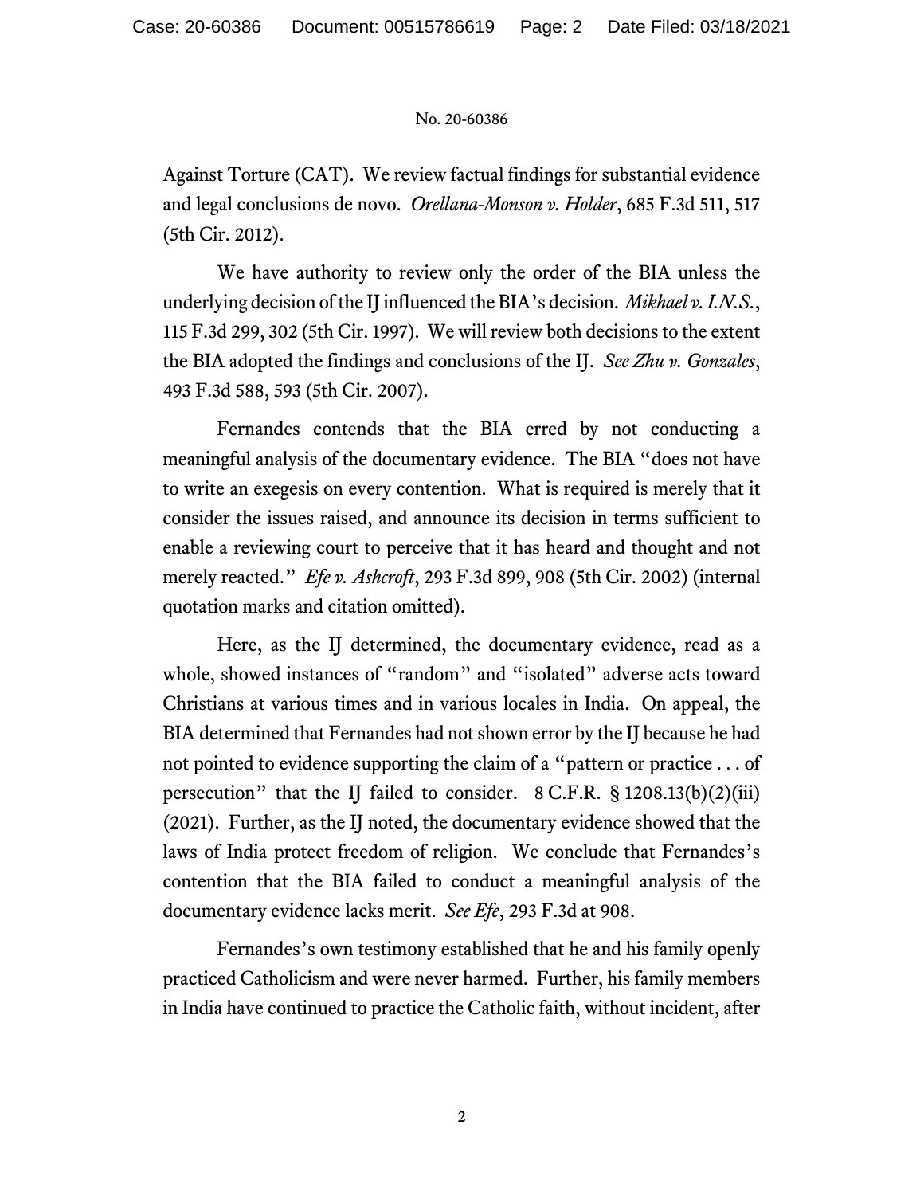Against Torture (CAT). We review factual findings for substantial evidence and legal conclusions de novo. *Orellana-Monson v. Holder*, 685 F.3d 511, 517 (5th Cir. 2012).

We have authority to review only the order of the BIA unless the underlying decision of the IJ influenced the BIA's decision. *Mikhael v. I.N.S.*, 115 F.3d 299, 302 (5th Cir. 1997). We will review both decisions to the extent the BIA adopted the findings and conclusions of the IJ. *See Zhu v. Gonzales*, 493 F.3d 588, 593 (5th Cir. 2007).

Fernandes contends that the BIA erred by not conducting a meaningful analysis of the documentary evidence. The BIA "does not have to write an exegesis on every contention. What is required is merely that it consider the issues raised, and announce its decision in terms sufficient to enable a reviewing court to perceive that it has heard and thought and not merely reacted." *Efe v. Ashcroft*, 293 F.3d 899, 908 (5th Cir. 2002) (internal quotation marks and citation omitted).

Here, as the IJ determined, the documentary evidence, read as a whole, showed instances of "random" and "isolated" adverse acts toward Christians at various times and in various locales in India. On appeal, the BIA determined that Fernandes had not shown error by the IJ because he had not pointed to evidence supporting the claim of a "pattern or practice . . . of persecution" that the IJ failed to consider. 8 C.F.R. § 1208.13(b)(2)(iii) (2021). Further, as the IJ noted, the documentary evidence showed that the laws of India protect freedom of religion. We conclude that Fernandes's contention that the BIA failed to conduct a meaningful analysis of the documentary evidence lacks merit. *See Efe*, 293 F.3d at 908.

Fernandes's own testimony established that he and his family openly practiced Catholicism and were never harmed. Further, his family members in India have continued to practice the Catholic faith, without incident, after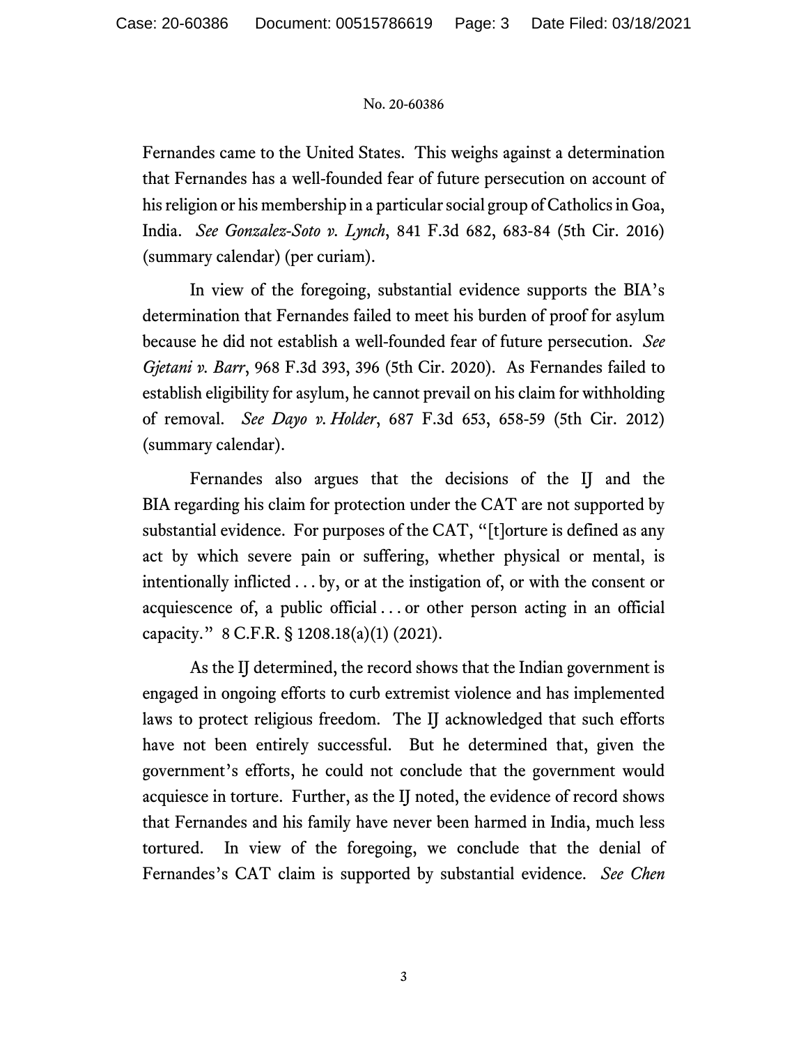Fernandes came to the United States. This weighs against a determination that Fernandes has a well-founded fear of future persecution on account of his religion or his membership in a particular social group of Catholics in Goa, India. *See Gonzalez-Soto v. Lynch*, 841 F.3d 682, 683-84 (5th Cir. 2016) (summary calendar) (per curiam).

In view of the foregoing, substantial evidence supports the BIA's determination that Fernandes failed to meet his burden of proof for asylum because he did not establish a well-founded fear of future persecution. *See Gjetani v. Barr*, 968 F.3d 393, 396 (5th Cir. 2020). As Fernandes failed to establish eligibility for asylum, he cannot prevail on his claim for withholding of removal. *See Dayo v. Holder*, 687 F.3d 653, 658-59 (5th Cir. 2012) (summary calendar).

Fernandes also argues that the decisions of the IJ and the BIA regarding his claim for protection under the CAT are not supported by substantial evidence. For purposes of the CAT, "[t]orture is defined as any act by which severe pain or suffering, whether physical or mental, is intentionally inflicted . . . by, or at the instigation of, or with the consent or acquiescence of, a public official . . . or other person acting in an official capacity." 8 C.F.R. § 1208.18(a)(1) (2021).

As the IJ determined, the record shows that the Indian government is engaged in ongoing efforts to curb extremist violence and has implemented laws to protect religious freedom. The IJ acknowledged that such efforts have not been entirely successful. But he determined that, given the government's efforts, he could not conclude that the government would acquiesce in torture. Further, as the IJ noted, the evidence of record shows that Fernandes and his family have never been harmed in India, much less tortured. In view of the foregoing, we conclude that the denial of Fernandes's CAT claim is supported by substantial evidence. *See Chen*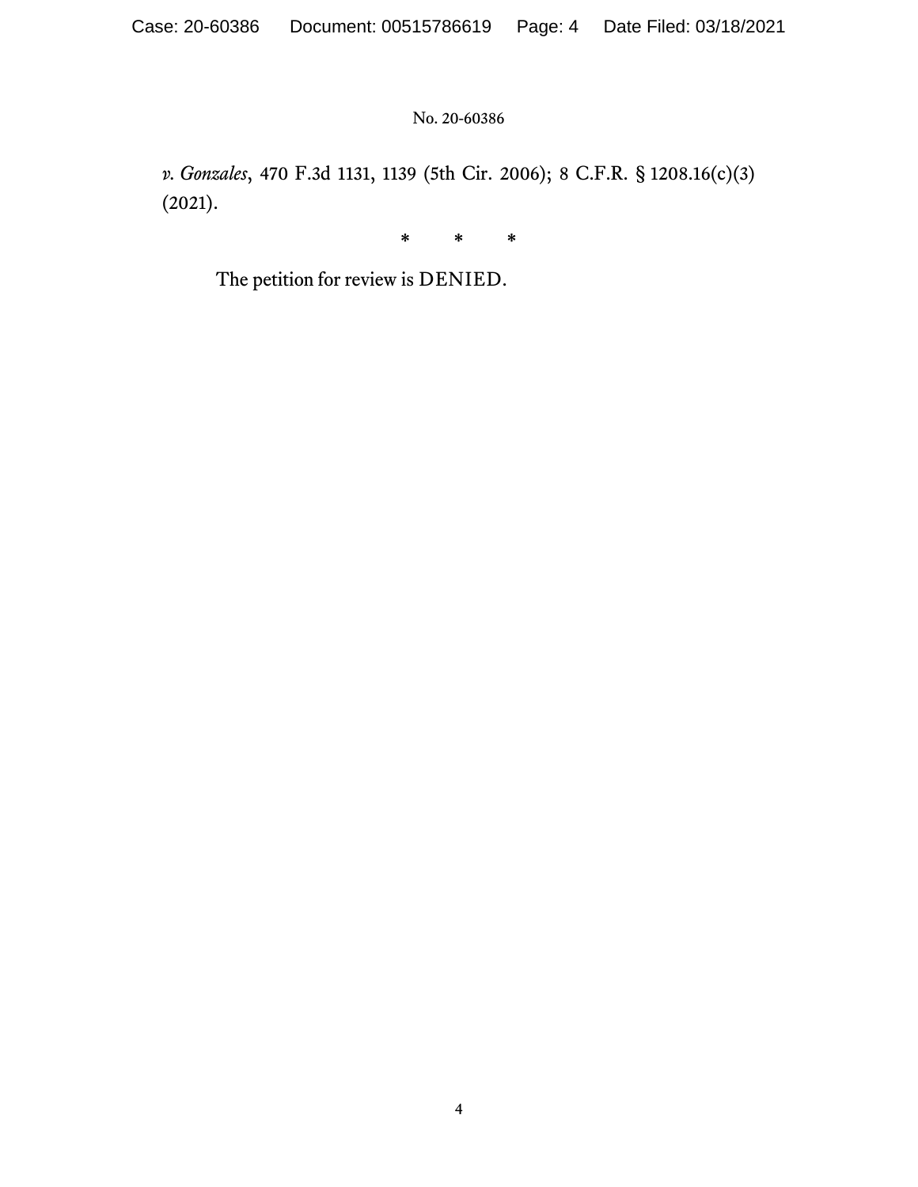*v. Gonzales*, 470 F.3d 1131, 1139 (5th Cir. 2006); 8 C.F.R. § 1208.16(c)(3) (2021).

\* \* \*

The petition for review is DENIED.